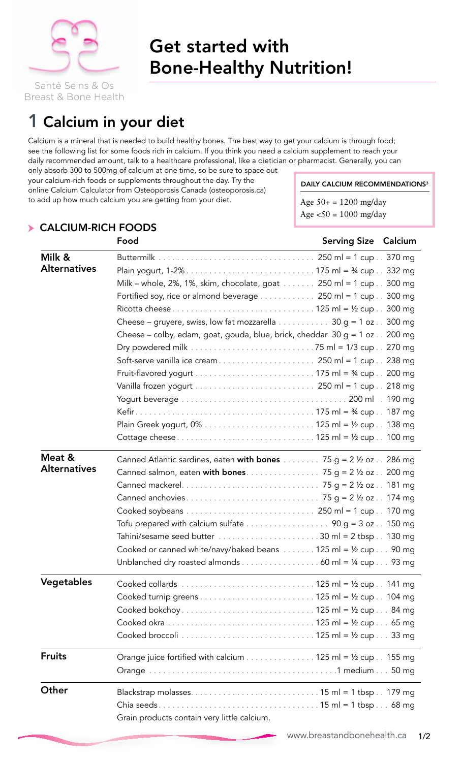Santé Seins & Os
Breast & Bone Health

# Get started with Bone-Healthy Nutrition!

## 1 Calcium in your diet

Calcium is a mineral that is needed to build healthy bones. The best way to get your calcium is through food; see the following list for some foods rich in calcium. If you think you need a calcium supplement to reach your daily recommended amount, talk to a healthcare professional, like a dietician or pharmacist. Generally, you can only absorb 300 to 500mg of calcium at one time, so be sure to space out your calcium-rich foods or supplements throughout the day. Try the online Calcium Calculator from Osteoporosis Canada (osteoporosis.ca) to add up how much calcium you are getting from your diet.

**DAILY CALCIUM RECOMMENDATIONS[3]**

Age 50+ = 1200 mg/day
Age <50 = 1000 mg/day

### CALCIUM-RICH FOODS

| | Food | Serving Size | Calcium |
|---|---|---|---|
| **Milk & Alternatives** | Buttermilk | 250 ml = 1 cup | 370 mg |
| | Plain yogurt, 1-2% | 175 ml = ¾ cup | 332 mg |
| | Milk – whole, 2%, 1%, skim, chocolate, goat | 250 ml = 1 cup | 300 mg |
| | Fortified soy, rice or almond beverage | 250 ml = 1 cup | 300 mg |
| | Ricotta cheese | 125 ml = ½ cup | 300 mg |
| | Cheese – gruyere, swiss, low fat mozzarella | 30 g = 1 oz | 300 mg |
| | Cheese – colby, edam, goat, gouda, blue, brick, cheddar | 30 g = 1 oz | 200 mg |
| | Dry powdered milk | 75 ml = 1/3 cup | 270 mg |
| | Soft-serve vanilla ice cream | 250 ml = 1 cup | 238 mg |
| | Fruit-flavored yogurt | 175 ml = ¾ cup | 200 mg |
| | Vanilla frozen yogurt | 250 ml = 1 cup | 218 mg |
| | Yogurt beverage | 200 ml | 190 mg |
| | Kefir | 175 ml = ¾ cup | 187 mg |
| | Plain Greek yogurt, 0% | 125 ml = ½ cup | 138 mg |
| | Cottage cheese | 125 ml = ½ cup | 100 mg |
| **Meat & Alternatives** | Canned Atlantic sardines, eaten **with bones** | 75 g = 2 ½ oz | 286 mg |
| | Canned salmon, eaten **with bones** | 75 g = 2 ½ oz | 200 mg |
| | Canned mackerel | 75 g = 2 ½ oz | 181 mg |
| | Canned anchovies | 75 g = 2 ½ oz | 174 mg |
| | Cooked soybeans | 250 ml = 1 cup | 170 mg |
| | Tofu prepared with calcium sulfate | 90 g = 3 oz | 150 mg |
| | Tahini/sesame seed butter | 30 ml = 2 tbsp | 130 mg |
| | Cooked or canned white/navy/baked beans | 125 ml = ½ cup | 90 mg |
| | Unblanched dry roasted almonds | 60 ml = ¼ cup | 93 mg |
| **Vegetables** | Cooked collards | 125 ml = ½ cup | 141 mg |
| | Cooked turnip greens | 125 ml = ½ cup | 104 mg |
| | Cooked bokchoy | 125 ml = ½ cup | 84 mg |
| | Cooked okra | 125 ml = ½ cup | 65 mg |
| | Cooked broccoli | 125 ml = ½ cup | 33 mg |
| **Fruits** | Orange juice fortified with calcium | 125 ml = ½ cup | 155 mg |
| | Orange | 1 medium | 50 mg |
| **Other** | Blackstrap molasses | 15 ml = 1 tbsp | 179 mg |
| | Chia seeds | 15 ml = 1 tbsp | 68 mg |
| | Grain products contain very little calcium. | | |

www.breastandbonehealth.ca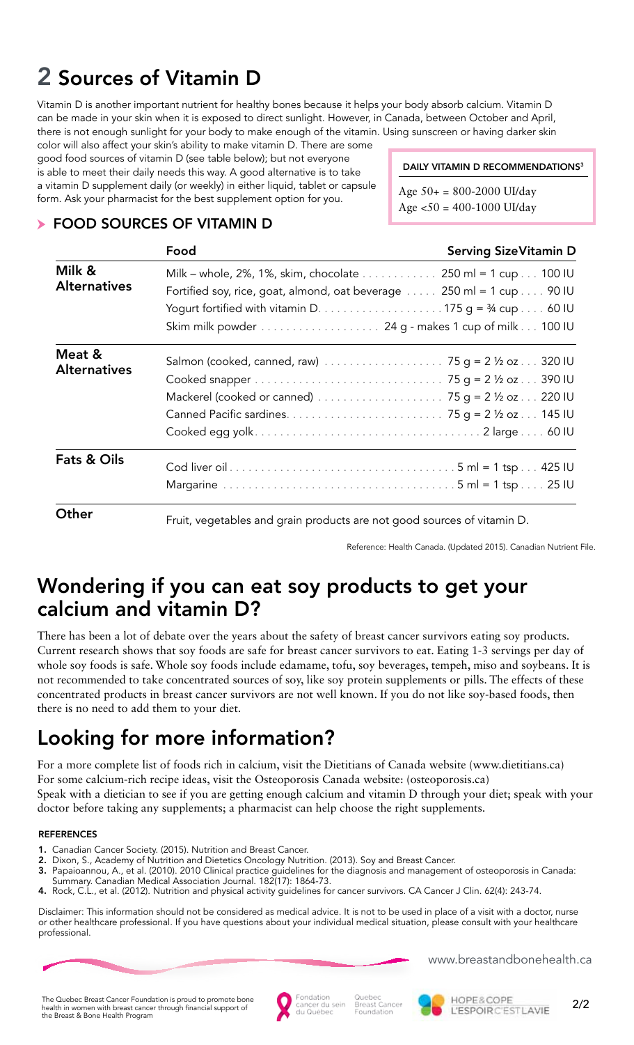# 2 Sources of Vitamin D

Vitamin D is another important nutrient for healthy bones because it helps your body absorb calcium. Vitamin D can be made in your skin when it is exposed to direct sunlight. However, in Canada, between October and April, there is not enough sunlight for your body to make enough of the vitamin. Using sunscreen or having darker skin color will also affect your skin's ability to make vitamin D. There are some good food sources of vitamin D (see table below); but not everyone is able to meet their daily needs this way. A good alternative is to take a vitamin D supplement daily (or weekly) in either liquid, tablet or capsule form. Ask your pharmacist for the best supplement option for you.

**DAILY VITAMIN D RECOMMENDATIONS[3]**

Age 50+ = 800-2000 UI/day
Age <50 = 400-1000 UI/day

## FOOD SOURCES OF VITAMIN D

| | Food | Serving Size | Vitamin D |
|---|---|---|---|
| **Milk & Alternatives** | Milk – whole, 2%, 1%, skim, chocolate | 250 ml = 1 cup | 100 IU |
| | Fortified soy, rice, goat, almond, oat beverage | 250 ml = 1 cup | 90 IU |
| | Yogurt fortified with vitamin D | 175 g = ¾ cup | 60 IU |
| | Skim milk powder | 24 g - makes 1 cup of milk | 100 IU |
| **Meat & Alternatives** | Salmon (cooked, canned, raw) | 75 g = 2 ½ oz | 320 IU |
| | Cooked snapper | 75 g = 2 ½ oz | 390 IU |
| | Mackerel (cooked or canned) | 75 g = 2 ½ oz | 220 IU |
| | Canned Pacific sardines | 75 g = 2 ½ oz | 145 IU |
| | Cooked egg yolk | 2 large | 60 IU |
| **Fats & Oils** | Cod liver oil | 5 ml = 1 tsp | 425 IU |
| | Margarine | 5 ml = 1 tsp | 25 IU |
| **Other** | Fruit, vegetables and grain products are not good sources of vitamin D. | | |

Reference: Health Canada. (Updated 2015). Canadian Nutrient File.

## Wondering if you can eat soy products to get your calcium and vitamin D?

There has been a lot of debate over the years about the safety of breast cancer survivors eating soy products. Current research shows that soy foods are safe for breast cancer survivors to eat. Eating 1-3 servings per day of whole soy foods is safe. Whole soy foods include edamame, tofu, soy beverages, tempeh, miso and soybeans. It is not recommended to take concentrated sources of soy, like soy protein supplements or pills. The effects of these concentrated products in breast cancer survivors are not well known. If you do not like soy-based foods, then there is no need to add them to your diet.

# Looking for more information?

For a more complete list of foods rich in calcium, visit the Dietitians of Canada website (www.dietitians.ca)
For some calcium-rich recipe ideas, visit the Osteoporosis Canada website: (osteoporosis.ca)
Speak with a dietician to see if you are getting enough calcium and vitamin D through your diet; speak with your doctor before taking any supplements; a pharmacist can help choose the right supplements.

### REFERENCES

1. Canadian Cancer Society. (2015). Nutrition and Breast Cancer.
2. Dixon, S., Academy of Nutrition and Dietetics Oncology Nutrition. (2013). Soy and Breast Cancer.
3. Papaioannou, A., et al. (2010). 2010 Clinical practice guidelines for the diagnosis and management of osteoporosis in Canada: Summary. Canadian Medical Association Journal. 182(17): 1864-73.
4. Rock, C.L., et al. (2012). Nutrition and physical activity guidelines for cancer survivors. CA Cancer J Clin. 62(4): 243-74.

Disclaimer: This information should not be considered as medical advice. It is not to be used in place of a visit with a doctor, nurse or other healthcare professional. If you have questions about your individual medical situation, please consult with your healthcare professional.

www.breastandbonehealth.ca

The Quebec Breast Cancer Foundation is proud to promote bone health in women with breast cancer through financial support of the Breast & Bone Health Program

Fondation cancer du sein du Québec — Quebec Breast Cancer Foundation

HOPE&COPE L'ESPOIR C'EST LA VIE